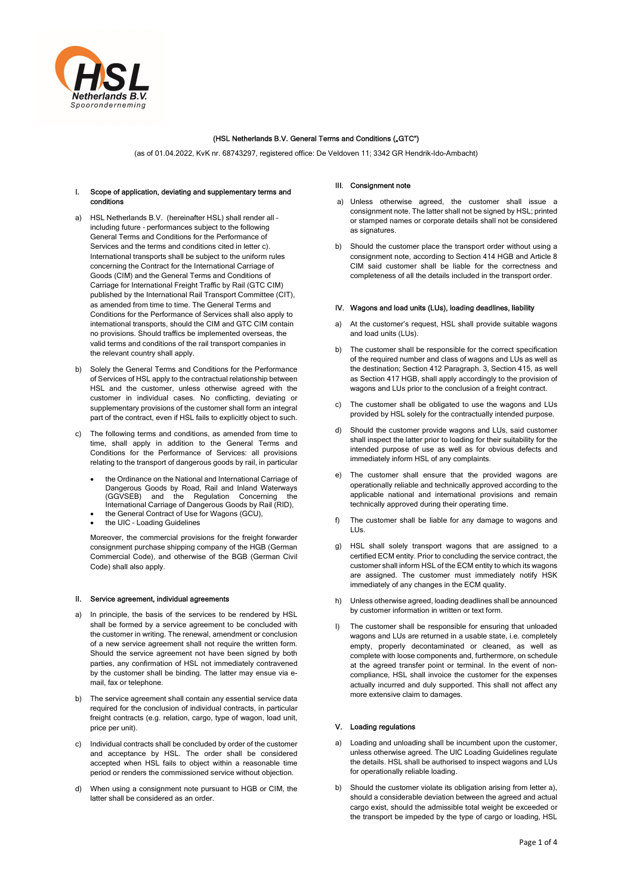# (HSL Netherlands B.V. General Terms and Conditions („GTC")

(as of 01.04.2022, KvK nr. 68743297, registered office: De Veldoven 11; 3342 GR Hendrik-Ido-Ambacht)

## I. Scope of application, deviating and supplementary terms and conditions

a) HSL Netherlands B.V. (hereinafter HSL) shall render all – including future – performances subject to the following General Terms and Conditions for the Performance of Services and the terms and conditions cited in letter c). International transports shall be subject to the uniform rules concerning the Contract for the International Carriage of Goods (CIM) and the General Terms and Conditions of Carriage for International Freight Traffic by Rail (GTC CIM) published by the International Rail Transport Committee (CIT), as amended from time to time. The General Terms and Conditions for the Performance of Services shall also apply to international transports, should the CIM and GTC CIM contain no provisions. Should traffics be implemented overseas, the valid terms and conditions of the rail transport companies in the relevant country shall apply.

b) Solely the General Terms and Conditions for the Performance of Services of HSL apply to the contractual relationship between HSL and the customer, unless otherwise agreed with the customer in individual cases. No conflicting, deviating or supplementary provisions of the customer shall form an integral part of the contract, even if HSL fails to explicitly object to such.

c) The following terms and conditions, as amended from time to time, shall apply in addition to the General Terms and Conditions for the Performance of Services: all provisions relating to the transport of dangerous goods by rail, in particular

- the Ordinance on the National and International Carriage of Dangerous Goods by Road, Rail and Inland Waterways (GGVSEB) and the Regulation Concerning the International Carriage of Dangerous Goods by Rail (RID),
- the General Contract of Use for Wagons (GCU),
- the UIC – Loading Guidelines

Moreover, the commercial provisions for the freight forwarder consignment purchase shipping company of the HGB (German Commercial Code), and otherwise of the BGB (German Civil Code) shall also apply.

## II. Service agreement, individual agreements

a) In principle, the basis of the services to be rendered by HSL shall be formed by a service agreement to be concluded with the customer in writing. The renewal, amendment or conclusion of a new service agreement shall not require the written form. Should the service agreement not have been signed by both parties, any confirmation of HSL not immediately contravened by the customer shall be binding. The latter may ensue via e-mail, fax or telephone.

b) The service agreement shall contain any essential service data required for the conclusion of individual contracts, in particular freight contracts (e.g. relation, cargo, type of wagon, load unit, price per unit).

c) Individual contracts shall be concluded by order of the customer and acceptance by HSL. The order shall be considered accepted when HSL fails to object within a reasonable time period or renders the commissioned service without objection.

d) When using a consignment note pursuant to HGB or CIM, the latter shall be considered as an order.

## III. Consignment note

a) Unless otherwise agreed, the customer shall issue a consignment note. The latter shall not be signed by HSL; printed or stamped names or corporate details shall not be considered as signatures.

b) Should the customer place the transport order without using a consignment note, according to Section 414 HGB and Article 8 CIM said customer shall be liable for the correctness and completeness of all the details included in the transport order.

## IV. Wagons and load units (LUs), loading deadlines, liability

a) At the customer's request, HSL shall provide suitable wagons and load units (LUs).

b) The customer shall be responsible for the correct specification of the required number and class of wagons and LUs as well as the destination; Section 412 Paragraph. 3, Section 415, as well as Section 417 HGB, shall apply accordingly to the provision of wagons and LUs prior to the conclusion of a freight contract.

c) The customer shall be obligated to use the wagons and LUs provided by HSL solely for the contractually intended purpose.

d) Should the customer provide wagons and LUs, said customer shall inspect the latter prior to loading for their suitability for the intended purpose of use as well as for obvious defects and immediately inform HSL of any complaints.

e) The customer shall ensure that the provided wagons are operationally reliable and technically approved according to the applicable national and international provisions and remain technically approved during their operating time.

f) The customer shall be liable for any damage to wagons and LUs.

g) HSL shall solely transport wagons that are assigned to a certified ECM entity. Prior to concluding the service contract, the customer shall inform HSL of the ECM entity to which its wagons are assigned. The customer must immediately notify HSK immediately of any changes in the ECM quality.

h) Unless otherwise agreed, loading deadlines shall be announced by customer information in written or text form.

I) The customer shall be responsible for ensuring that unloaded wagons and LUs are returned in a usable state, i.e. completely empty, properly decontaminated or cleaned, as well as complete with loose components and, furthermore, on schedule at the agreed transfer point or terminal. In the event of non-compliance, HSL shall invoice the customer for the expenses actually incurred and duly supported. This shall not affect any more extensive claim to damages.

## V. Loading regulations

a) Loading and unloading shall be incumbent upon the customer, unless otherwise agreed. The UIC Loading Guidelines regulate the details. HSL shall be authorised to inspect wagons and LUs for operationally reliable loading.

b) Should the customer violate its obligation arising from letter a), should a considerable deviation between the agreed and actual cargo exist, should the admissible total weight be exceeded or the transport be impeded by the type of cargo or loading, HSL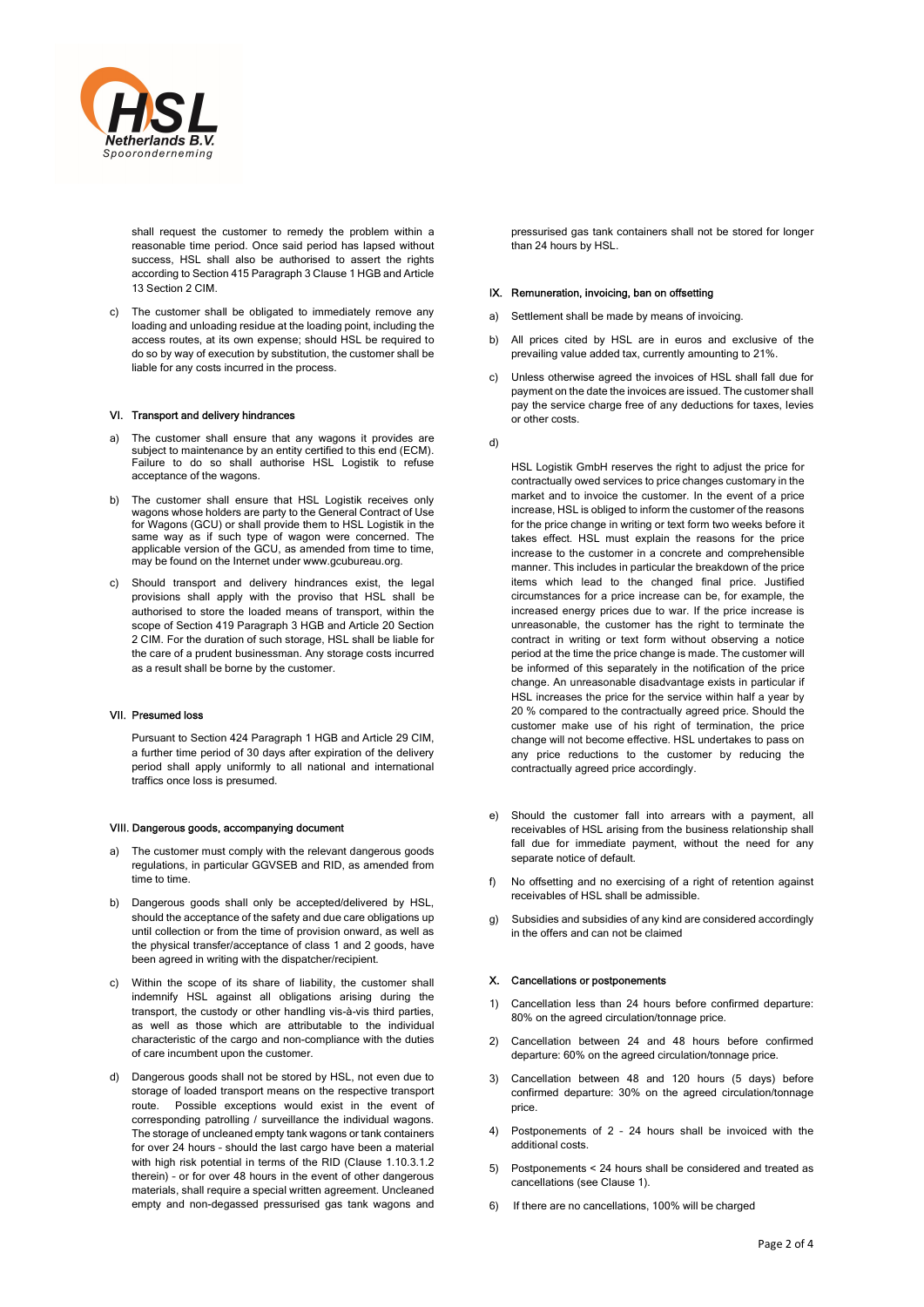shall request the customer to remedy the problem within a reasonable time period. Once said period has lapsed without success, HSL shall also be authorised to assert the rights according to Section 415 Paragraph 3 Clause 1 HGB and Article 13 Section 2 CIM.

c) The customer shall be obligated to immediately remove any loading and unloading residue at the loading point, including the access routes, at its own expense; should HSL be required to do so by way of execution by substitution, the customer shall be liable for any costs incurred in the process.

## VI. Transport and delivery hindrances

a) The customer shall ensure that any wagons it provides are subject to maintenance by an entity certified to this end (ECM). Failure to do so shall authorise HSL Logistik to refuse acceptance of the wagons.

b) The customer shall ensure that HSL Logistik receives only wagons whose holders are party to the General Contract of Use for Wagons (GCU) or shall provide them to HSL Logistik in the same way as if such type of wagon were concerned. The applicable version of the GCU, as amended from time to time, may be found on the Internet under www.gcubureau.org.

c) Should transport and delivery hindrances exist, the legal provisions shall apply with the proviso that HSL shall be authorised to store the loaded means of transport, within the scope of Section 419 Paragraph 3 HGB and Article 20 Section 2 CIM. For the duration of such storage, HSL shall be liable for the care of a prudent businessman. Any storage costs incurred as a result shall be borne by the customer.

## VII. Presumed loss

Pursuant to Section 424 Paragraph 1 HGB and Article 29 CIM, a further time period of 30 days after expiration of the delivery period shall apply uniformly to all national and international traffics once loss is presumed.

## VIII. Dangerous goods, accompanying document

a) The customer must comply with the relevant dangerous goods regulations, in particular GGVSEB and RID, as amended from time to time.

b) Dangerous goods shall only be accepted/delivered by HSL, should the acceptance of the safety and due care obligations up until collection or from the time of provision onward, as well as the physical transfer/acceptance of class 1 and 2 goods, have been agreed in writing with the dispatcher/recipient.

c) Within the scope of its share of liability, the customer shall indemnify HSL against all obligations arising during the transport, the custody or other handling vis-à-vis third parties, as well as those which are attributable to the individual characteristic of the cargo and non-compliance with the duties of care incumbent upon the customer.

d) Dangerous goods shall not be stored by HSL, not even due to storage of loaded transport means on the respective transport route. Possible exceptions would exist in the event of corresponding patrolling / surveillance the individual wagons. The storage of uncleaned empty tank wagons or tank containers for over 24 hours - should the last cargo have been a material with high risk potential in terms of the RID (Clause 1.10.3.1.2 therein) - or for over 48 hours in the event of other dangerous materials, shall require a special written agreement. Uncleaned empty and non-degassed pressurised gas tank wagons and pressurised gas tank containers shall not be stored for longer than 24 hours by HSL.

## IX. Remuneration, invoicing, ban on offsetting

a) Settlement shall be made by means of invoicing.

b) All prices cited by HSL are in euros and exclusive of the prevailing value added tax, currently amounting to 21%.

c) Unless otherwise agreed the invoices of HSL shall fall due for payment on the date the invoices are issued. The customer shall pay the service charge free of any deductions for taxes, levies or other costs.

d)

HSL Logistik GmbH reserves the right to adjust the price for contractually owed services to price changes customary in the market and to invoice the customer. In the event of a price increase, HSL is obliged to inform the customer of the reasons for the price change in writing or text form two weeks before it takes effect. HSL must explain the reasons for the price increase to the customer in a concrete and comprehensible manner. This includes in particular the breakdown of the price items which lead to the changed final price. Justified circumstances for a price increase can be, for example, the increased energy prices due to war. If the price increase is unreasonable, the customer has the right to terminate the contract in writing or text form without observing a notice period at the time the price change is made. The customer will be informed of this separately in the notification of the price change. An unreasonable disadvantage exists in particular if HSL increases the price for the service within half a year by 20 % compared to the contractually agreed price. Should the customer make use of his right of termination, the price change will not become effective. HSL undertakes to pass on any price reductions to the customer by reducing the contractually agreed price accordingly.

e) Should the customer fall into arrears with a payment, all receivables of HSL arising from the business relationship shall fall due for immediate payment, without the need for any separate notice of default.

f) No offsetting and no exercising of a right of retention against receivables of HSL shall be admissible.

g) Subsidies and subsidies of any kind are considered accordingly in the offers and can not be claimed

## X. Cancellations or postponements

1) Cancellation less than 24 hours before confirmed departure: 80% on the agreed circulation/tonnage price.

2) Cancellation between 24 and 48 hours before confirmed departure: 60% on the agreed circulation/tonnage price.

3) Cancellation between 48 and 120 hours (5 days) before confirmed departure: 30% on the agreed circulation/tonnage price.

4) Postponements of 2 - 24 hours shall be invoiced with the additional costs.

5) Postponements < 24 hours shall be considered and treated as cancellations (see Clause 1).

6) If there are no cancellations, 100% will be charged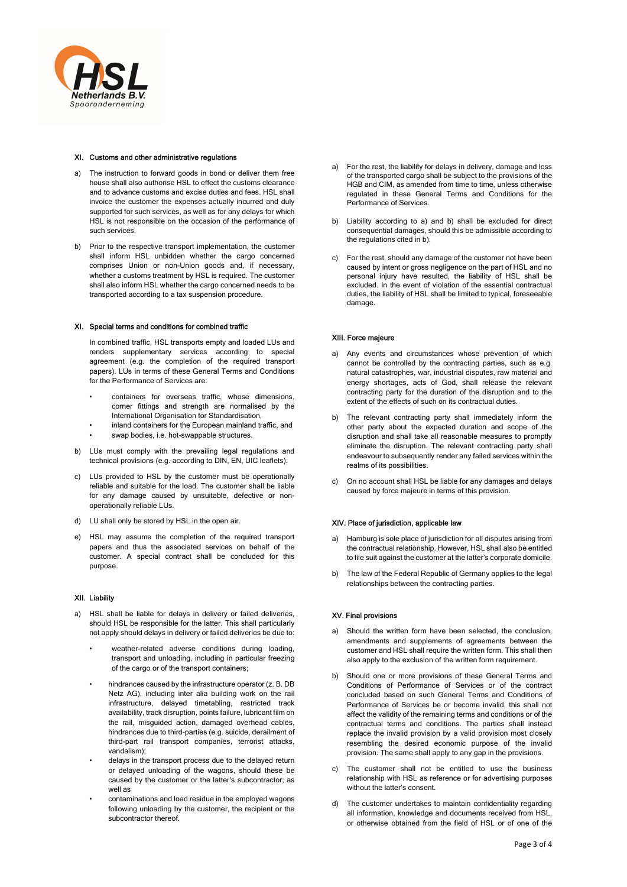### XI. Customs and other administrative regulations

a) The instruction to forward goods in bond or deliver them free house shall also authorise HSL to effect the customs clearance and to advance customs and excise duties and fees. HSL shall invoice the customer the expenses actually incurred and duly supported for such services, as well as for any delays for which HSL is not responsible on the occasion of the performance of such services.

b) Prior to the respective transport implementation, the customer shall inform HSL unbidden whether the cargo concerned comprises Union or non-Union goods and, if necessary, whether a customs treatment by HSL is required. The customer shall also inform HSL whether the cargo concerned needs to be transported according to a tax suspension procedure.

### XI. Special terms and conditions for combined traffic

In combined traffic, HSL transports empty and loaded LUs and renders supplementary services according to special agreement (e.g. the completion of the required transport papers). LUs in terms of these General Terms and Conditions for the Performance of Services are:

- containers for overseas traffic, whose dimensions, corner fittings and strength are normalised by the International Organisation for Standardisation,
- inland containers for the European mainland traffic, and
- swap bodies, i.e. hot-swappable structures.

b) LUs must comply with the prevailing legal regulations and technical provisions (e.g. according to DIN, EN, UIC leaflets).

c) LUs provided to HSL by the customer must be operationally reliable and suitable for the load. The customer shall be liable for any damage caused by unsuitable, defective or non-operationally reliable LUs.

d) LU shall only be stored by HSL in the open air.

e) HSL may assume the completion of the required transport papers and thus the associated services on behalf of the customer. A special contract shall be concluded for this purpose.

### XII. Liability

a) HSL shall be liable for delays in delivery or failed deliveries, should HSL be responsible for the latter. This shall particularly not apply should delays in delivery or failed deliveries be due to:

- weather-related adverse conditions during loading, transport and unloading, including in particular freezing of the cargo or of the transport containers;
- hindrances caused by the infrastructure operator (z. B. DB Netz AG), including inter alia building work on the rail infrastructure, delayed timetabling, restricted track availability, track disruption, points failure, lubricant film on the rail, misguided action, damaged overhead cables, hindrances due to third-parties (e.g. suicide, derailment of third-part rail transport companies, terrorist attacks, vandalism);
- delays in the transport process due to the delayed return or delayed unloading of the wagons, should these be caused by the customer or the latter's subcontractor; as well as
- contaminations and load residue in the employed wagons following unloading by the customer, the recipient or the subcontractor thereof.

a) For the rest, the liability for delays in delivery, damage and loss of the transported cargo shall be subject to the provisions of the HGB and CIM, as amended from time to time, unless otherwise regulated in these General Terms and Conditions for the Performance of Services.

b) Liability according to a) and b) shall be excluded for direct consequential damages, should this be admissible according to the regulations cited in b).

c) For the rest, should any damage of the customer not have been caused by intent or gross negligence on the part of HSL and no personal injury have resulted, the liability of HSL shall be excluded. In the event of violation of the essential contractual duties, the liability of HSL shall be limited to typical, foreseeable damage.

### XIII. Force majeure

a) Any events and circumstances whose prevention of which cannot be controlled by the contracting parties, such as e.g. natural catastrophes, war, industrial disputes, raw material and energy shortages, acts of God, shall release the relevant contracting party for the duration of the disruption and to the extent of the effects of such on its contractual duties.

b) The relevant contracting party shall immediately inform the other party about the expected duration and scope of the disruption and shall take all reasonable measures to promptly eliminate the disruption. The relevant contracting party shall endeavour to subsequently render any failed services within the realms of its possibilities.

c) On no account shall HSL be liable for any damages and delays caused by force majeure in terms of this provision.

### XIV. Place of jurisdiction, applicable law

a) Hamburg is sole place of jurisdiction for all disputes arising from the contractual relationship. However, HSL shall also be entitled to file suit against the customer at the latter's corporate domicile.

b) The law of the Federal Republic of Germany applies to the legal relationships between the contracting parties.

### XV. Final provisions

a) Should the written form have been selected, the conclusion, amendments and supplements of agreements between the customer and HSL shall require the written form. This shall then also apply to the exclusion of the written form requirement.

b) Should one or more provisions of these General Terms and Conditions of Performance of Services or of the contract concluded based on such General Terms and Conditions of Performance of Services be or become invalid, this shall not affect the validity of the remaining terms and conditions or of the contractual terms and conditions. The parties shall instead replace the invalid provision by a valid provision most closely resembling the desired economic purpose of the invalid provision. The same shall apply to any gap in the provisions.

c) The customer shall not be entitled to use the business relationship with HSL as reference or for advertising purposes without the latter's consent.

d) The customer undertakes to maintain confidentiality regarding all information, knowledge and documents received from HSL, or otherwise obtained from the field of HSL or of one of the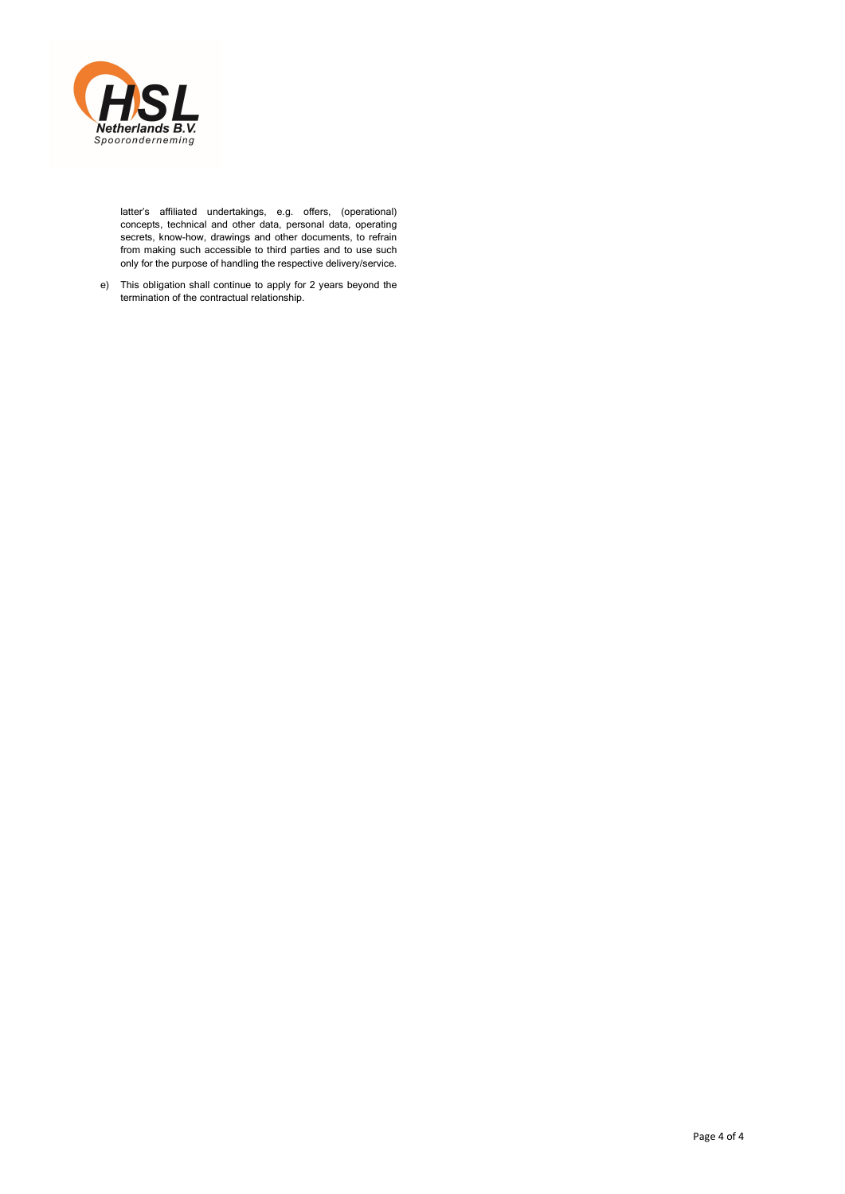latter's affiliated undertakings, e.g. offers, (operational) concepts, technical and other data, personal data, operating secrets, know-how, drawings and other documents, to refrain from making such accessible to third parties and to use such only for the purpose of handling the respective delivery/service.

e) This obligation shall continue to apply for 2 years beyond the termination of the contractual relationship.